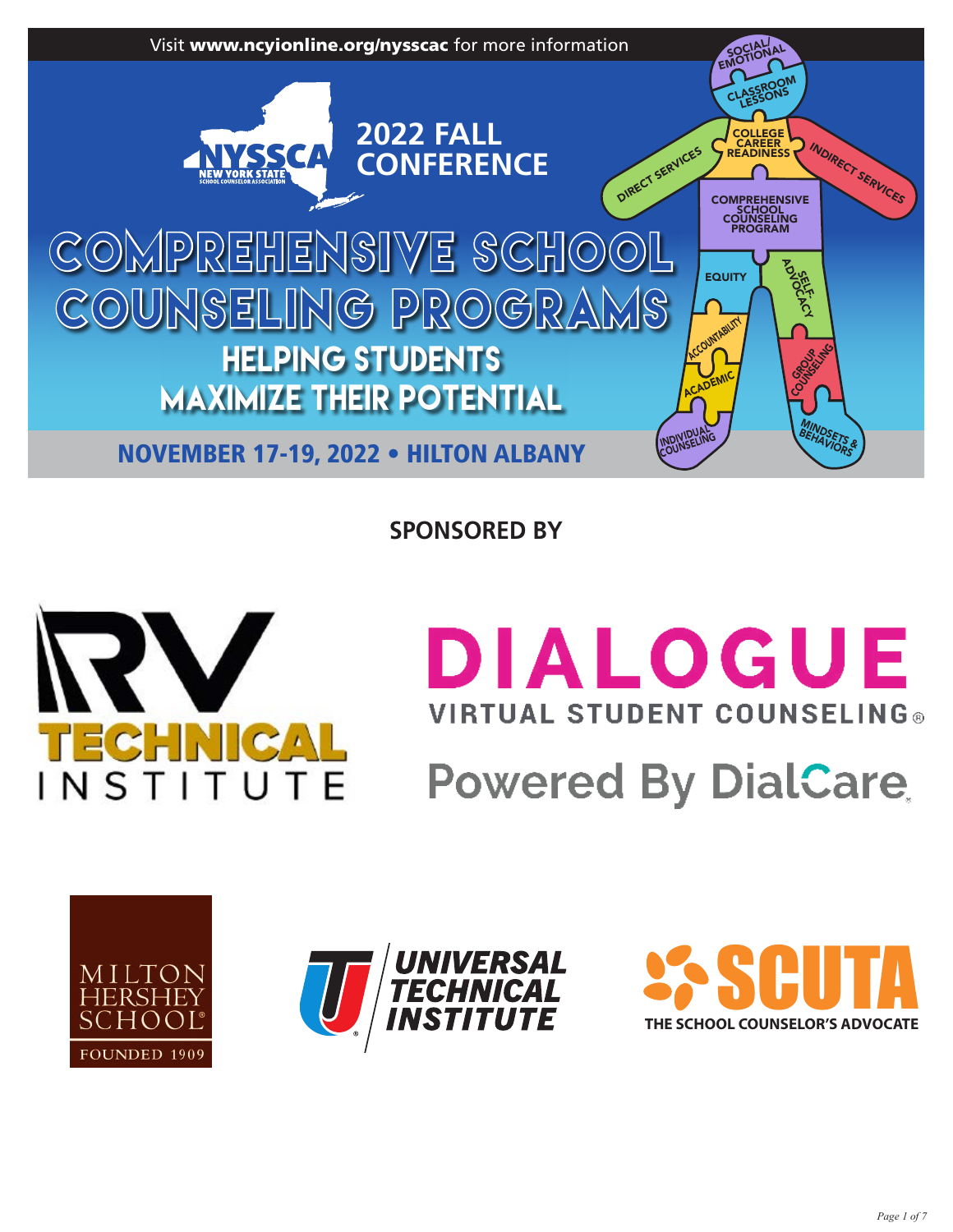Visit **www.ncyionline.org/nysscac** for more information

NYSSCA NEW YORK STATE SCHOOL COUNSELOR ASSOCIATION

## 2022 FALL CONFERENCE

# COMPREHENSIVE SCHOOL COUNSELING PROGRAMS

## HELPING STUDENTS MAXIMIZE THEIR POTENTIAL

**NOVEMBER 17-19, 2022 • HILTON ALBANY**

SOCIAL/EMOTIONAL
CLASSROOM LESSONS
COLLEGE CAREER READINESS
DIRECT SERVICES
INDIRECT SERVICES
COMPREHENSIVE SCHOOL COUNSELING PROGRAM
EQUITY
SELF-ADVOCACY
ACCOUNTABILITY
GROUP COUNSELING
ACADEMIC
INDIVIDUAL COUNSELING
MINDSETS & BEHAVIORS

**SPONSORED BY**

RV TECHNICAL INSTITUTE

DIALOGUE VIRTUAL STUDENT COUNSELING®
Powered By DialCare

MILTON HERSHEY SCHOOL® FOUNDED 1909

UNIVERSAL TECHNICAL INSTITUTE

SCUTA THE SCHOOL COUNSELOR'S ADVOCATE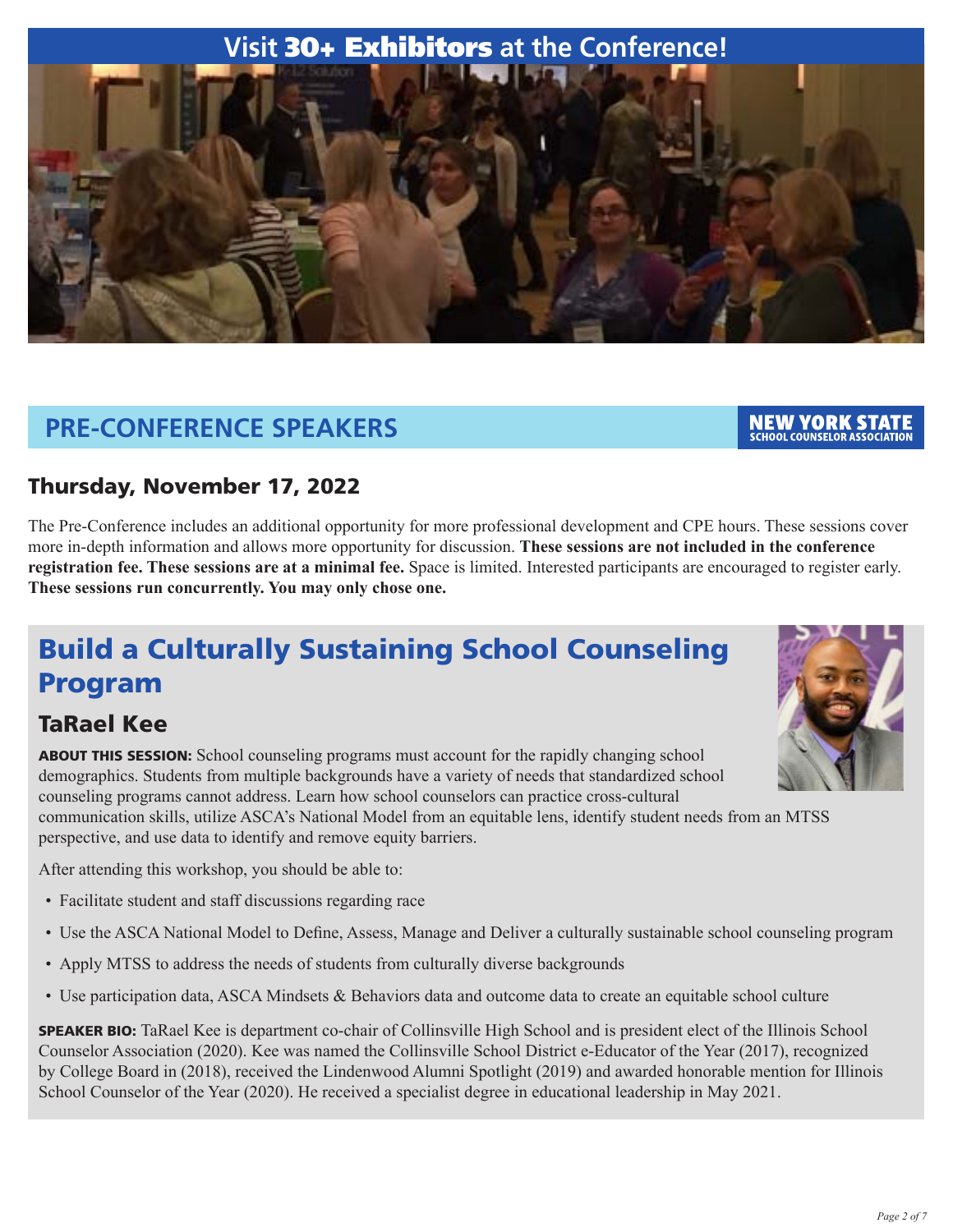# Visit 30+ Exhibitors at the Conference!

## PRE-CONFERENCE SPEAKERS

NEW YORK STATE SCHOOL COUNSELOR ASSOCIATION

### Thursday, November 17, 2022

The Pre-Conference includes an additional opportunity for more professional development and CPE hours. These sessions cover more in-depth information and allows more opportunity for discussion. **These sessions are not included in the conference registration fee. These sessions are at a minimal fee.** Space is limited. Interested participants are encouraged to register early. **These sessions run concurrently. You may only chose one.**

## Build a Culturally Sustaining School Counseling Program

### TaRael Kee

**ABOUT THIS SESSION:** School counseling programs must account for the rapidly changing school demographics. Students from multiple backgrounds have a variety of needs that standardized school counseling programs cannot address. Learn how school counselors can practice cross-cultural communication skills, utilize ASCA's National Model from an equitable lens, identify student needs from an MTSS perspective, and use data to identify and remove equity barriers.

After attending this workshop, you should be able to:

- Facilitate student and staff discussions regarding race
- Use the ASCA National Model to Define, Assess, Manage and Deliver a culturally sustainable school counseling program
- Apply MTSS to address the needs of students from culturally diverse backgrounds
- Use participation data, ASCA Mindsets & Behaviors data and outcome data to create an equitable school culture

**SPEAKER BIO:** TaRael Kee is department co-chair of Collinsville High School and is president elect of the Illinois School Counselor Association (2020). Kee was named the Collinsville School District e-Educator of the Year (2017), recognized by College Board in (2018), received the Lindenwood Alumni Spotlight (2019) and awarded honorable mention for Illinois School Counselor of the Year (2020). He received a specialist degree in educational leadership in May 2021.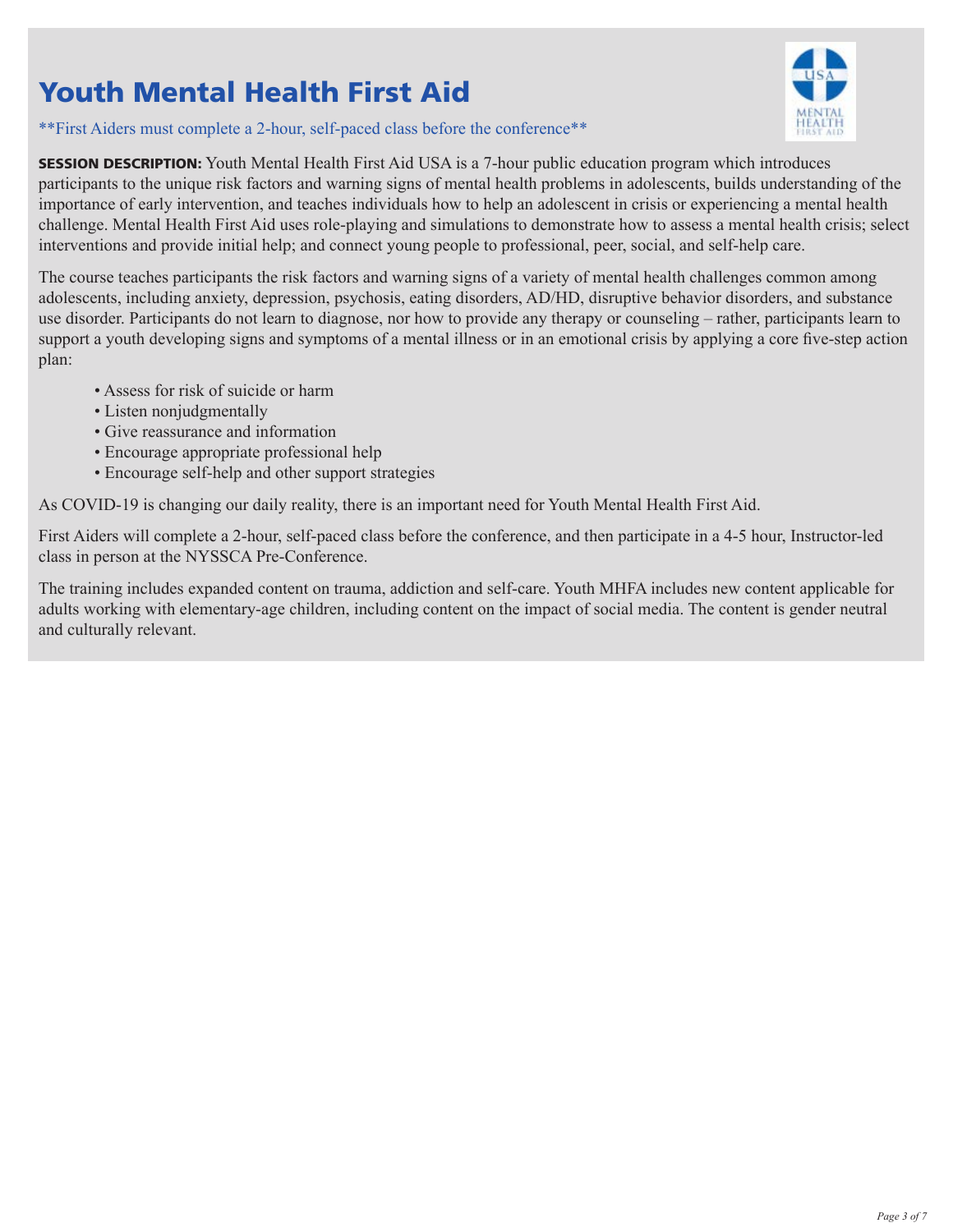# Youth Mental Health First Aid

**First Aiders must complete a 2-hour, self-paced class before the conference**

**SESSION DESCRIPTION:** Youth Mental Health First Aid USA is a 7-hour public education program which introduces participants to the unique risk factors and warning signs of mental health problems in adolescents, builds understanding of the importance of early intervention, and teaches individuals how to help an adolescent in crisis or experiencing a mental health challenge. Mental Health First Aid uses role-playing and simulations to demonstrate how to assess a mental health crisis; select interventions and provide initial help; and connect young people to professional, peer, social, and self-help care.

The course teaches participants the risk factors and warning signs of a variety of mental health challenges common among adolescents, including anxiety, depression, psychosis, eating disorders, AD/HD, disruptive behavior disorders, and substance use disorder. Participants do not learn to diagnose, nor how to provide any therapy or counseling – rather, participants learn to support a youth developing signs and symptoms of a mental illness or in an emotional crisis by applying a core five-step action plan:

- Assess for risk of suicide or harm
- Listen nonjudgmentally
- Give reassurance and information
- Encourage appropriate professional help
- Encourage self-help and other support strategies

As COVID-19 is changing our daily reality, there is an important need for Youth Mental Health First Aid.

First Aiders will complete a 2-hour, self-paced class before the conference, and then participate in a 4-5 hour, Instructor-led class in person at the NYSSCA Pre-Conference.

The training includes expanded content on trauma, addiction and self-care. Youth MHFA includes new content applicable for adults working with elementary-age children, including content on the impact of social media. The content is gender neutral and culturally relevant.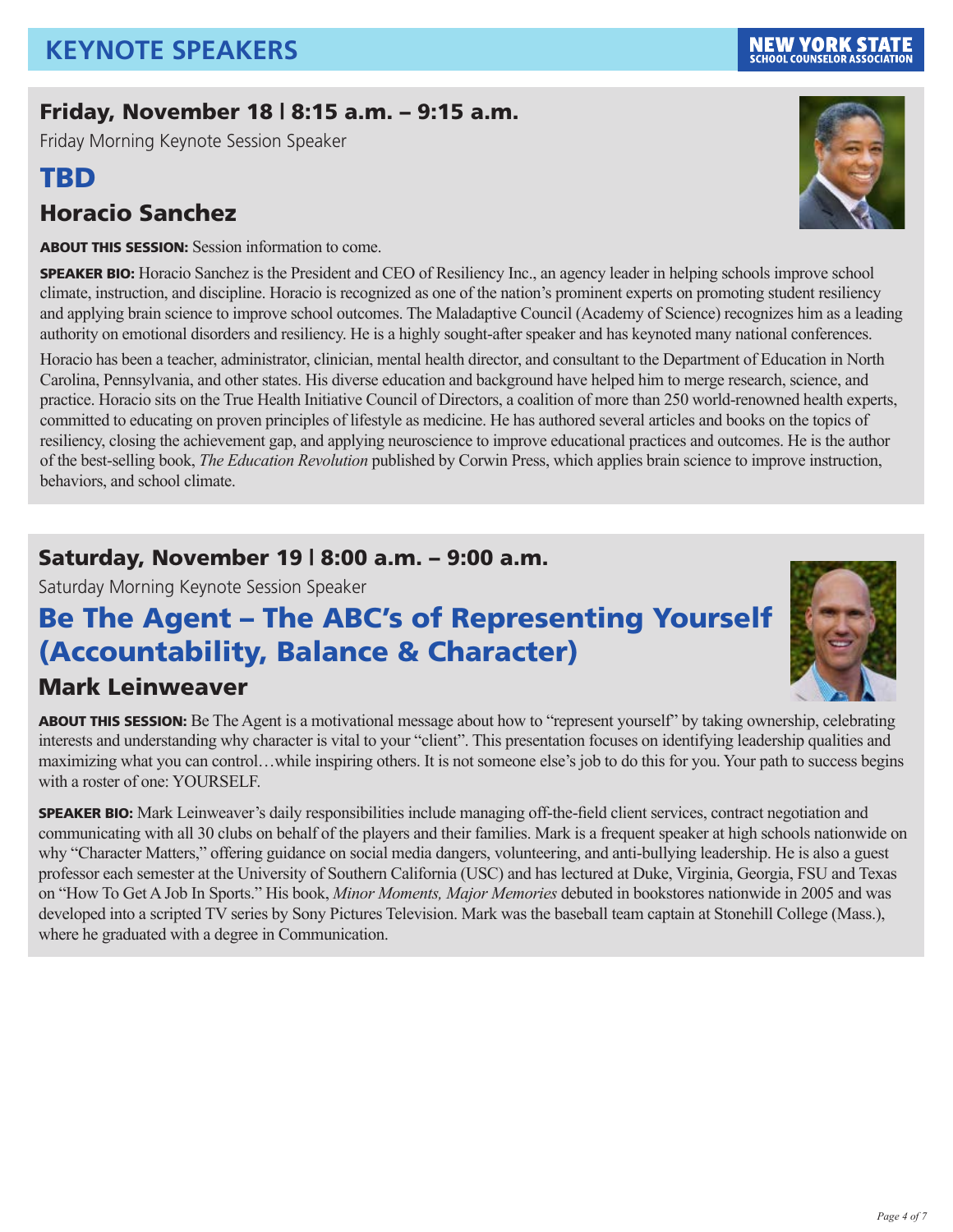# KEYNOTE SPEAKERS

NEW YORK STATE SCHOOL COUNSELOR ASSOCIATION

## Friday, November 18 | 8:15 a.m. – 9:15 a.m.

Friday Morning Keynote Session Speaker

## TBD

### Horacio Sanchez

**ABOUT THIS SESSION:** Session information to come.

**SPEAKER BIO:** Horacio Sanchez is the President and CEO of Resiliency Inc., an agency leader in helping schools improve school climate, instruction, and discipline. Horacio is recognized as one of the nation's prominent experts on promoting student resiliency and applying brain science to improve school outcomes. The Maladaptive Council (Academy of Science) recognizes him as a leading authority on emotional disorders and resiliency. He is a highly sought-after speaker and has keynoted many national conferences.

Horacio has been a teacher, administrator, clinician, mental health director, and consultant to the Department of Education in North Carolina, Pennsylvania, and other states. His diverse education and background have helped him to merge research, science, and practice. Horacio sits on the True Health Initiative Council of Directors, a coalition of more than 250 world-renowned health experts, committed to educating on proven principles of lifestyle as medicine. He has authored several articles and books on the topics of resiliency, closing the achievement gap, and applying neuroscience to improve educational practices and outcomes. He is the author of the best-selling book, *The Education Revolution* published by Corwin Press, which applies brain science to improve instruction, behaviors, and school climate.

## Saturday, November 19 | 8:00 a.m. – 9:00 a.m.

Saturday Morning Keynote Session Speaker

## Be The Agent – The ABC's of Representing Yourself (Accountability, Balance & Character)

### Mark Leinweaver

**ABOUT THIS SESSION:** Be The Agent is a motivational message about how to "represent yourself" by taking ownership, celebrating interests and understanding why character is vital to your "client". This presentation focuses on identifying leadership qualities and maximizing what you can control…while inspiring others. It is not someone else's job to do this for you. Your path to success begins with a roster of one: YOURSELF.

**SPEAKER BIO:** Mark Leinweaver's daily responsibilities include managing off-the-field client services, contract negotiation and communicating with all 30 clubs on behalf of the players and their families. Mark is a frequent speaker at high schools nationwide on why "Character Matters," offering guidance on social media dangers, volunteering, and anti-bullying leadership. He is also a guest professor each semester at the University of Southern California (USC) and has lectured at Duke, Virginia, Georgia, FSU and Texas on "How To Get A Job In Sports." His book, *Minor Moments, Major Memories* debuted in bookstores nationwide in 2005 and was developed into a scripted TV series by Sony Pictures Television. Mark was the baseball team captain at Stonehill College (Mass.), where he graduated with a degree in Communication.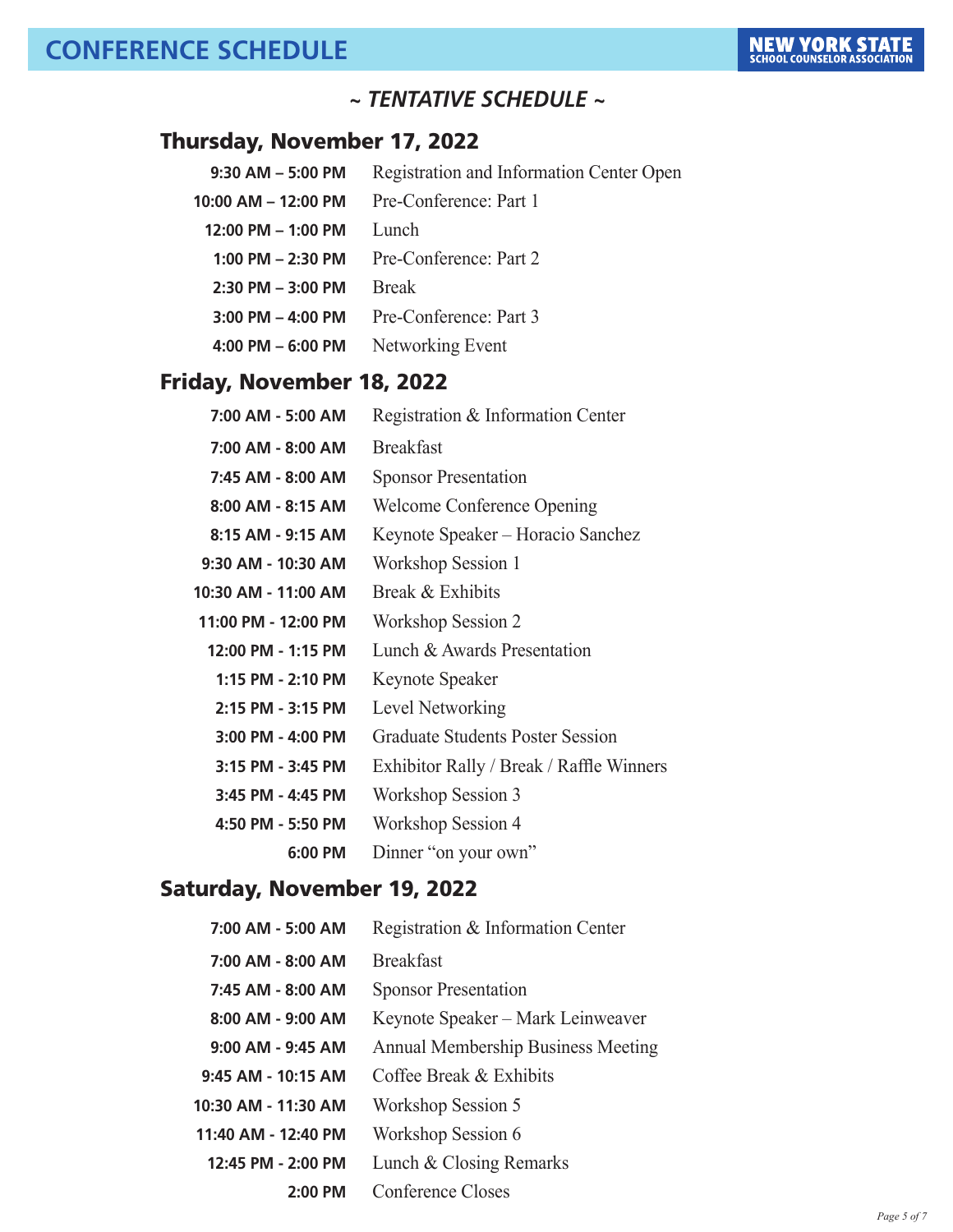# CONFERENCE SCHEDULE

NEW YORK STATE SCHOOL COUNSELOR ASSOCIATION

## *~ TENTATIVE SCHEDULE ~*

### Thursday, November 17, 2022

| | |
|---|---|
| **9:30 AM – 5:00 PM** | Registration and Information Center Open |
| **10:00 AM – 12:00 PM** | Pre-Conference: Part 1 |
| **12:00 PM – 1:00 PM** | Lunch |
| **1:00 PM – 2:30 PM** | Pre-Conference: Part 2 |
| **2:30 PM – 3:00 PM** | Break |
| **3:00 PM – 4:00 PM** | Pre-Conference: Part 3 |
| **4:00 PM – 6:00 PM** | Networking Event |

### Friday, November 18, 2022

| | |
|---|---|
| **7:00 AM - 5:00 AM** | Registration & Information Center |
| **7:00 AM - 8:00 AM** | Breakfast |
| **7:45 AM - 8:00 AM** | Sponsor Presentation |
| **8:00 AM - 8:15 AM** | Welcome Conference Opening |
| **8:15 AM - 9:15 AM** | Keynote Speaker – Horacio Sanchez |
| **9:30 AM - 10:30 AM** | Workshop Session 1 |
| **10:30 AM - 11:00 AM** | Break & Exhibits |
| **11:00 PM - 12:00 PM** | Workshop Session 2 |
| **12:00 PM - 1:15 PM** | Lunch & Awards Presentation |
| **1:15 PM - 2:10 PM** | Keynote Speaker |
| **2:15 PM - 3:15 PM** | Level Networking |
| **3:00 PM - 4:00 PM** | Graduate Students Poster Session |
| **3:15 PM - 3:45 PM** | Exhibitor Rally / Break / Raffle Winners |
| **3:45 PM - 4:45 PM** | Workshop Session 3 |
| **4:50 PM - 5:50 PM** | Workshop Session 4 |
| **6:00 PM** | Dinner "on your own" |

### Saturday, November 19, 2022

| | |
|---|---|
| **7:00 AM - 5:00 AM** | Registration & Information Center |
| **7:00 AM - 8:00 AM** | Breakfast |
| **7:45 AM - 8:00 AM** | Sponsor Presentation |
| **8:00 AM - 9:00 AM** | Keynote Speaker – Mark Leinweaver |
| **9:00 AM - 9:45 AM** | Annual Membership Business Meeting |
| **9:45 AM - 10:15 AM** | Coffee Break & Exhibits |
| **10:30 AM - 11:30 AM** | Workshop Session 5 |
| **11:40 AM - 12:40 PM** | Workshop Session 6 |
| **12:45 PM - 2:00 PM** | Lunch & Closing Remarks |
| **2:00 PM** | Conference Closes |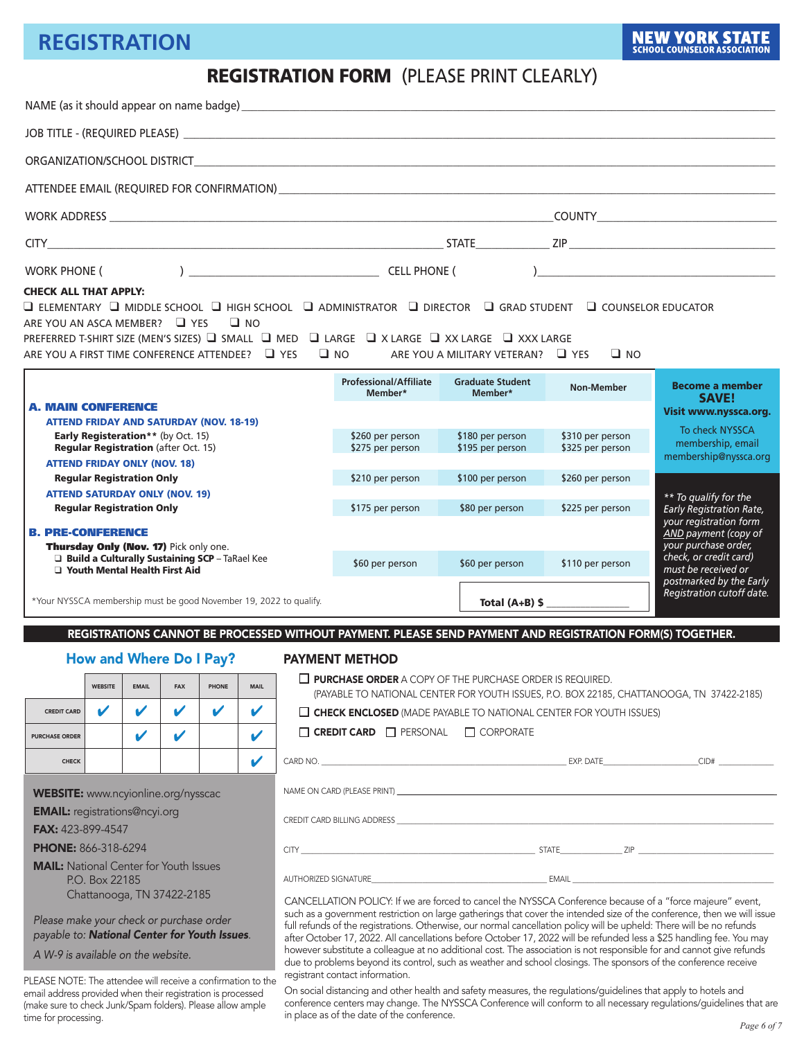# REGISTRATION

NEW YORK STATE SCHOOL COUNSELOR ASSOCIATION

## REGISTRATION FORM (PLEASE PRINT CLEARLY)

NAME (as it should appear on name badge) ______________________________

JOB TITLE - (REQUIRED PLEASE) ______________________________

ORGANIZATION/SCHOOL DISTRICT ______________________________

ATTENDEE EMAIL (REQUIRED FOR CONFIRMATION) ______________________________

WORK ADDRESS ______________________________ COUNTY ______________

CITY ______________________________ STATE ________ ZIP ______________

WORK PHONE ( ) ______________________ CELL PHONE ( ) ______________________

**CHECK ALL THAT APPLY:**

❑ ELEMENTARY ❑ MIDDLE SCHOOL ❑ HIGH SCHOOL ❑ ADMINISTRATOR ❑ DIRECTOR ❑ GRAD STUDENT ❑ COUNSELOR EDUCATOR

ARE YOU AN ASCA MEMBER? ❑ YES ❑ NO

PREFERRED T-SHIRT SIZE (MEN'S SIZES) ❑ SMALL ❑ MED ❑ LARGE ❑ X LARGE ❑ XX LARGE ❑ XXX LARGE

ARE YOU A FIRST TIME CONFERENCE ATTENDEE? ❑ YES ❑ NO ARE YOU A MILITARY VETERAN? ❑ YES ❑ NO

| | Professional/Affiliate Member* | Graduate Student Member* | Non-Member |
|---|---|---|---|
| **A. MAIN CONFERENCE** | | | |
| **ATTEND FRIDAY AND SATURDAY (NOV. 18-19)** | | | |
| **Early Registration**** (by Oct. 15) | $260 per person | $180 per person | $310 per person |
| **Regular Registration** (after Oct. 15) | $275 per person | $195 per person | $325 per person |
| **ATTEND FRIDAY ONLY (NOV. 18)** | | | |
| **Regular Registration Only** | $210 per person | $100 per person | $260 per person |
| **ATTEND SATURDAY ONLY (NOV. 19)** | | | |
| **Regular Registration Only** | $175 per person | $80 per person | $225 per person |
| **B. PRE-CONFERENCE** | | | |
| **Thursday Only (Nov. 17)** Pick only one. ❑ **Build a Culturally Sustaining SCP** – TaRael Kee ❑ **Youth Mental Health First Aid** | $60 per person | $60 per person | $110 per person |
| | | | **Total (A+B) $** ____________ |

*Your NYSSCA membership must be good November 19, 2022 to qualify.

**Become a member SAVE!** Visit www.nyssca.org.

To check NYSSCA membership, email membership@nyssca.org

*** To qualify for the Early Registration Rate, your registration form AND payment (copy of your purchase order, check, or credit card) must be received or postmarked by the Early Registration cutoff date.*

**REGISTRATIONS CANNOT BE PROCESSED WITHOUT PAYMENT. PLEASE SEND PAYMENT AND REGISTRATION FORM(S) TOGETHER.**

### How and Where Do I Pay?

| | WEBSITE | EMAIL | FAX | PHONE | MAIL |
|---|---|---|---|---|---|
| CREDIT CARD | ✔ | ✔ | ✔ | ✔ | ✔ |
| PURCHASE ORDER | | ✔ | ✔ | | ✔ |
| CHECK | | | | | ✔ |

**WEBSITE:** www.ncyionline.org/nysscac
**EMAIL:** registrations@ncyi.org
**FAX:** 423-899-4547
**PHONE:** 866-318-6294
**MAIL:** National Center for Youth Issues
P.O. Box 22185
Chattanooga, TN 37422-2185

*Please make your check or purchase order payable to: **National Center for Youth Issues**.*

*A W-9 is available on the website.*

PLEASE NOTE: The attendee will receive a confirmation to the email address provided when their registration is processed (make sure to check Junk/Spam folders). Please allow ample time for processing.

### PAYMENT METHOD

❑ **PURCHASE ORDER** A COPY OF THE PURCHASE ORDER IS REQUIRED. (PAYABLE TO NATIONAL CENTER FOR YOUTH ISSUES, P.O. BOX 22185, CHATTANOOGA, TN 37422-2185)

❑ **CHECK ENCLOSED** (MADE PAYABLE TO NATIONAL CENTER FOR YOUTH ISSUES)

❑ **CREDIT CARD** ❑ PERSONAL ❑ CORPORATE

CARD NO. ______________________ EXP. DATE ____________ CID# ________

NAME ON CARD (PLEASE PRINT) ______________________________

CREDIT CARD BILLING ADDRESS ______________________________

CITY ______________________ STATE ________ ZIP ______________

AUTHORIZED SIGNATURE ______________________ EMAIL ______________________

CANCELLATION POLICY: If we are forced to cancel the NYSSCA Conference because of a "force majeure" event, such as a government restriction on large gatherings that cover the intended size of the conference, then we will issue full refunds of the registrations. Otherwise, our normal cancellation policy will be upheld: There will be no refunds after October 17, 2022. All cancellations before October 17, 2022 will be refunded less a $25 handling fee. You may however substitute a colleague at no additional cost. The association is not responsible for and cannot give refunds due to problems beyond its control, such as weather and school closings. The sponsors of the conference receive registrant contact information.

On social distancing and other health and safety measures, the regulations/guidelines that apply to hotels and conference centers may change. The NYSSCA Conference will conform to all necessary regulations/guidelines that are in place as of the date of the conference.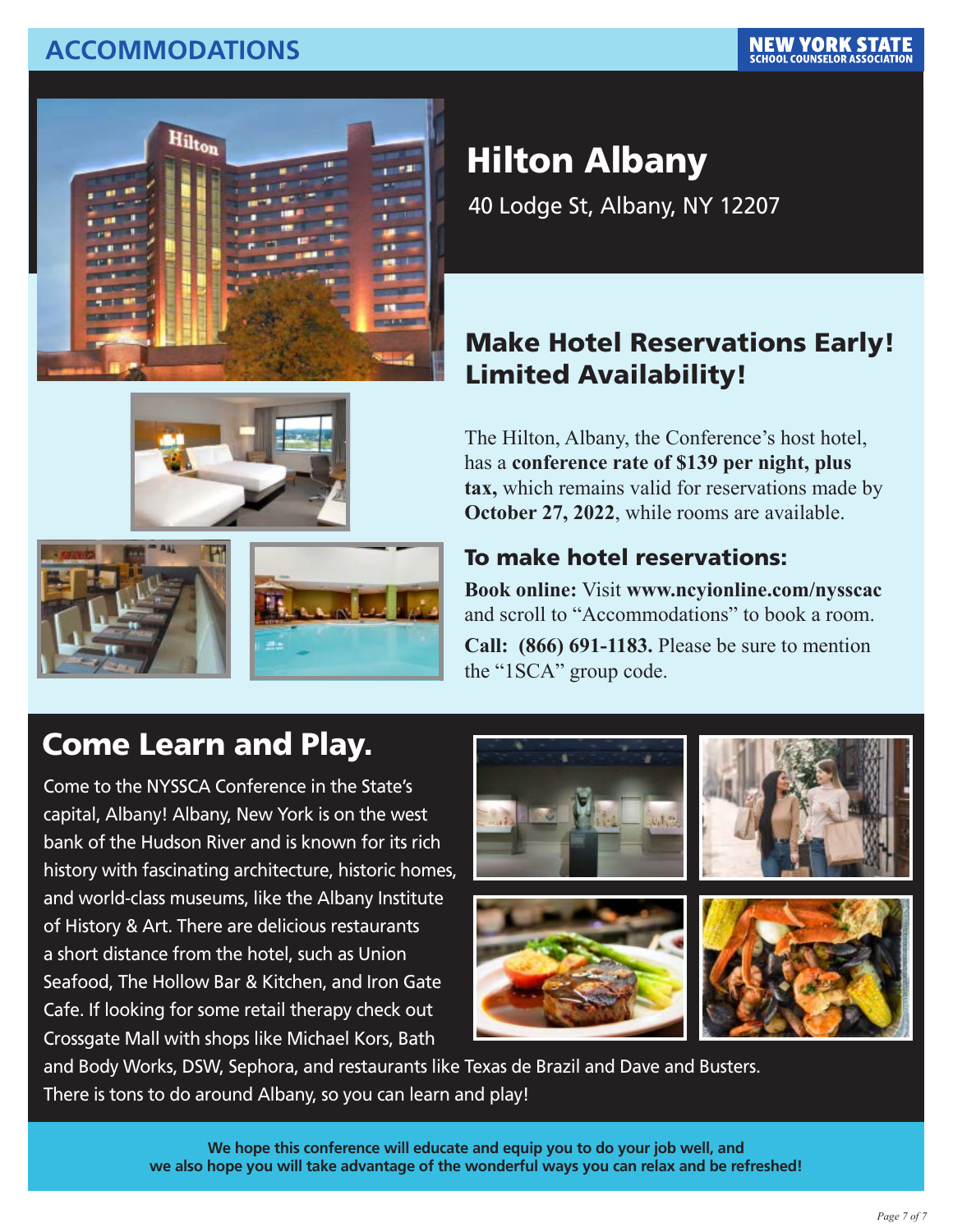## ACCOMMODATIONS

NEW YORK STATE SCHOOL COUNSELOR ASSOCIATION

# Hilton Albany

40 Lodge St, Albany, NY 12207

## Make Hotel Reservations Early! Limited Availability!

The Hilton, Albany, the Conference's host hotel, has a **conference rate of $139 per night, plus tax,** which remains valid for reservations made by **October 27, 2022**, while rooms are available.

### To make hotel reservations:

**Book online:** Visit **www.ncyionline.com/nysscac** and scroll to "Accommodations" to book a room.

**Call: (866) 691-1183.** Please be sure to mention the "1SCA" group code.

## Come Learn and Play.

Come to the NYSSCA Conference in the State's capital, Albany! Albany, New York is on the west bank of the Hudson River and is known for its rich history with fascinating architecture, historic homes, and world-class museums, like the Albany Institute of History & Art. There are delicious restaurants a short distance from the hotel, such as Union Seafood, The Hollow Bar & Kitchen, and Iron Gate Cafe. If looking for some retail therapy check out Crossgate Mall with shops like Michael Kors, Bath and Body Works, DSW, Sephora, and restaurants like Texas de Brazil and Dave and Busters. There is tons to do around Albany, so you can learn and play!

**We hope this conference will educate and equip you to do your job well, and we also hope you will take advantage of the wonderful ways you can relax and be refreshed!**